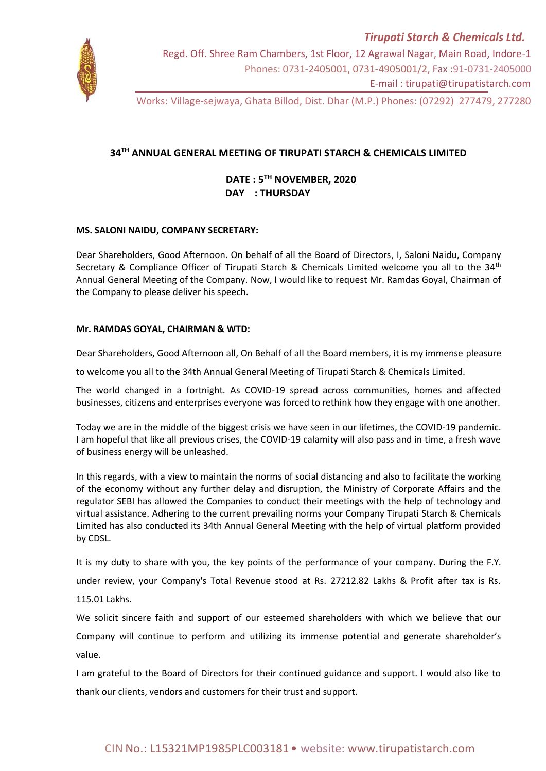*Tirupati Starch & Chemicals Ltd.*

Regd. Off. Shree Ram Chambers, 1st Floor, 12 Agrawal Nagar, Main Road, Indore-1
Phones: 0731-2405001, 0731-4905001/2, Fax :91-0731-2405000
E-mail : tirupati@tirupatistarch.com

Works: Village-sejwaya, Ghata Billod, Dist. Dhar (M.P.) Phones: (07292) 277479, 277280

## 34TH ANNUAL GENERAL MEETING OF TIRUPATI STARCH & CHEMICALS LIMITED

**DATE : 5TH NOVEMBER, 2020**
**DAY : THURSDAY**

**MS. SALONI NAIDU, COMPANY SECRETARY:**

Dear Shareholders, Good Afternoon. On behalf of all the Board of Directors, I, Saloni Naidu, Company Secretary & Compliance Officer of Tirupati Starch & Chemicals Limited welcome you all to the 34th Annual General Meeting of the Company. Now, I would like to request Mr. Ramdas Goyal, Chairman of the Company to please deliver his speech.

**Mr. RAMDAS GOYAL, CHAIRMAN & WTD:**

Dear Shareholders, Good Afternoon all, On Behalf of all the Board members, it is my immense pleasure to welcome you all to the 34th Annual General Meeting of Tirupati Starch & Chemicals Limited.

The world changed in a fortnight. As COVID-19 spread across communities, homes and affected businesses, citizens and enterprises everyone was forced to rethink how they engage with one another.

Today we are in the middle of the biggest crisis we have seen in our lifetimes, the COVID-19 pandemic. I am hopeful that like all previous crises, the COVID-19 calamity will also pass and in time, a fresh wave of business energy will be unleashed.

In this regards, with a view to maintain the norms of social distancing and also to facilitate the working of the economy without any further delay and disruption, the Ministry of Corporate Affairs and the regulator SEBI has allowed the Companies to conduct their meetings with the help of technology and virtual assistance. Adhering to the current prevailing norms your Company Tirupati Starch & Chemicals Limited has also conducted its 34th Annual General Meeting with the help of virtual platform provided by CDSL.

It is my duty to share with you, the key points of the performance of your company. During the F.Y. under review, your Company's Total Revenue stood at Rs. 27212.82 Lakhs & Profit after tax is Rs. 115.01 Lakhs.

We solicit sincere faith and support of our esteemed shareholders with which we believe that our Company will continue to perform and utilizing its immense potential and generate shareholder's value.

I am grateful to the Board of Directors for their continued guidance and support. I would also like to thank our clients, vendors and customers for their trust and support.

CIN No.: L15321MP1985PLC003181 • website: www.tirupatistarch.com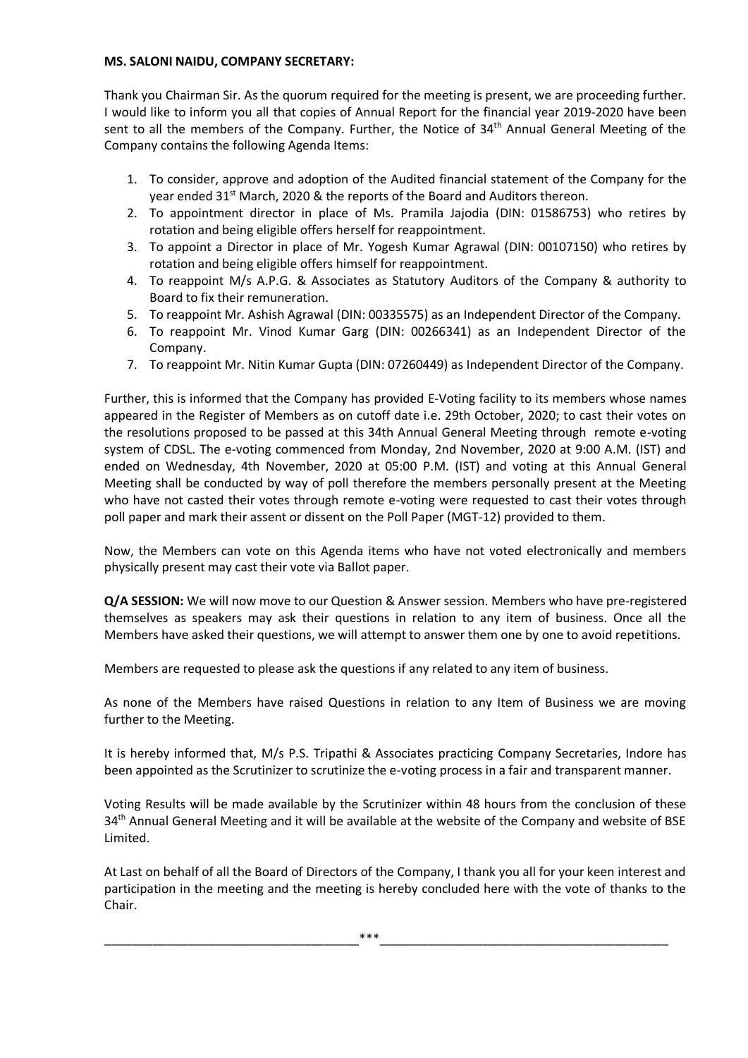**MS. SALONI NAIDU, COMPANY SECRETARY:**

Thank you Chairman Sir. As the quorum required for the meeting is present, we are proceeding further. I would like to inform you all that copies of Annual Report for the financial year 2019-2020 have been sent to all the members of the Company. Further, the Notice of 34th Annual General Meeting of the Company contains the following Agenda Items:

1. To consider, approve and adoption of the Audited financial statement of the Company for the year ended 31st March, 2020 & the reports of the Board and Auditors thereon.
2. To appointment director in place of Ms. Pramila Jajodia (DIN: 01586753) who retires by rotation and being eligible offers herself for reappointment.
3. To appoint a Director in place of Mr. Yogesh Kumar Agrawal (DIN: 00107150) who retires by rotation and being eligible offers himself for reappointment.
4. To reappoint M/s A.P.G. & Associates as Statutory Auditors of the Company & authority to Board to fix their remuneration.
5. To reappoint Mr. Ashish Agrawal (DIN: 00335575) as an Independent Director of the Company.
6. To reappoint Mr. Vinod Kumar Garg (DIN: 00266341) as an Independent Director of the Company.
7. To reappoint Mr. Nitin Kumar Gupta (DIN: 07260449) as Independent Director of the Company.

Further, this is informed that the Company has provided E-Voting facility to its members whose names appeared in the Register of Members as on cutoff date i.e. 29th October, 2020; to cast their votes on the resolutions proposed to be passed at this 34th Annual General Meeting through remote e-voting system of CDSL. The e-voting commenced from Monday, 2nd November, 2020 at 9:00 A.M. (IST) and ended on Wednesday, 4th November, 2020 at 05:00 P.M. (IST) and voting at this Annual General Meeting shall be conducted by way of poll therefore the members personally present at the Meeting who have not casted their votes through remote e-voting were requested to cast their votes through poll paper and mark their assent or dissent on the Poll Paper (MGT-12) provided to them.

Now, the Members can vote on this Agenda items who have not voted electronically and members physically present may cast their vote via Ballot paper.

**Q/A SESSION:** We will now move to our Question & Answer session. Members who have pre-registered themselves as speakers may ask their questions in relation to any item of business. Once all the Members have asked their questions, we will attempt to answer them one by one to avoid repetitions.

Members are requested to please ask the questions if any related to any item of business.

As none of the Members have raised Questions in relation to any Item of Business we are moving further to the Meeting.

It is hereby informed that, M/s P.S. Tripathi & Associates practicing Company Secretaries, Indore has been appointed as the Scrutinizer to scrutinize the e-voting process in a fair and transparent manner.

Voting Results will be made available by the Scrutinizer within 48 hours from the conclusion of these 34th Annual General Meeting and it will be available at the website of the Company and website of BSE Limited.

At Last on behalf of all the Board of Directors of the Company, I thank you all for your keen interest and participation in the meeting and the meeting is hereby concluded here with the vote of thanks to the Chair.

***